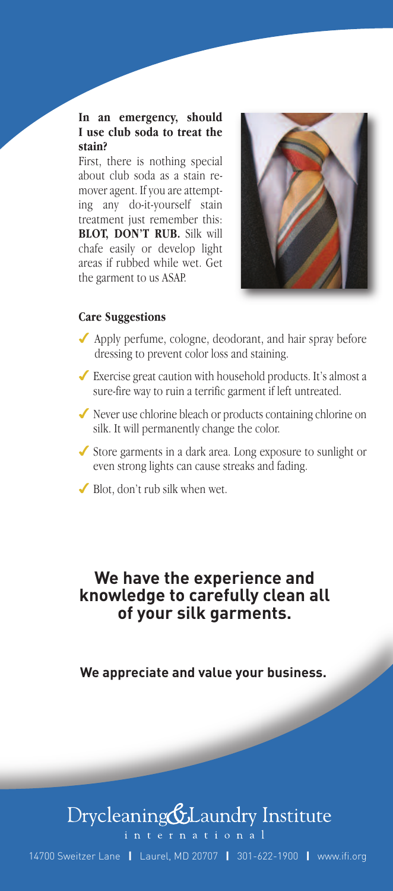**In an emergency, should I use club soda to treat the stain?**

First, there is nothing special about club soda as a stain remover agent. If you are attempting any do-it-yourself stain treatment just remember this: **BLOT, DON'T RUB.** Silk will chafe easily or develop light areas if rubbed while wet. Get the garment to us ASAP.

**Care Suggestions**

- ✓ Apply perfume, cologne, deodorant, and hair spray before dressing to prevent color loss and staining.
- ✓ Exercise great caution with household products. It's almost a sure-fire way to ruin a terrific garment if left untreated.
- ✓ Never use chlorine bleach or products containing chlorine on silk. It will permanently change the color.
- ✓ Store garments in a dark area. Long exposure to sunlight or even strong lights can cause streaks and fading.
- ✓ Blot, don't rub silk when wet.

## We have the experience and knowledge to carefully clean all of your silk garments.

**We appreciate and value your business.**

Drycleaning & Laundry Institute
international

14700 Sweitzer Lane | Laurel, MD 20707 | 301-622-1900 | www.ifi.org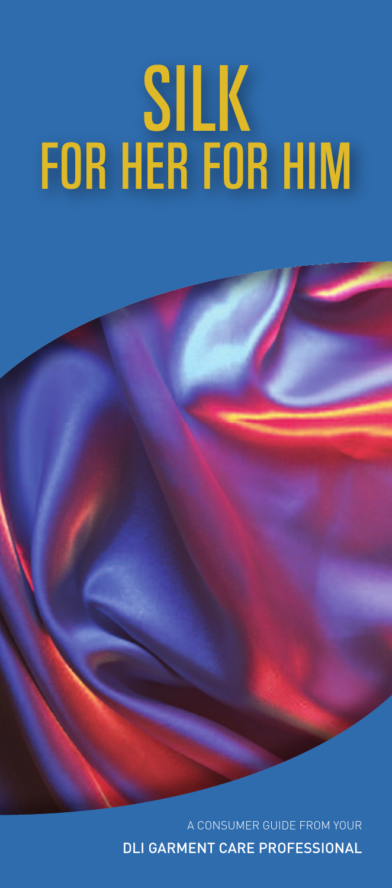# SILK
# FOR HER FOR HIM

A CONSUMER GUIDE FROM YOUR

**DLI GARMENT CARE PROFESSIONAL**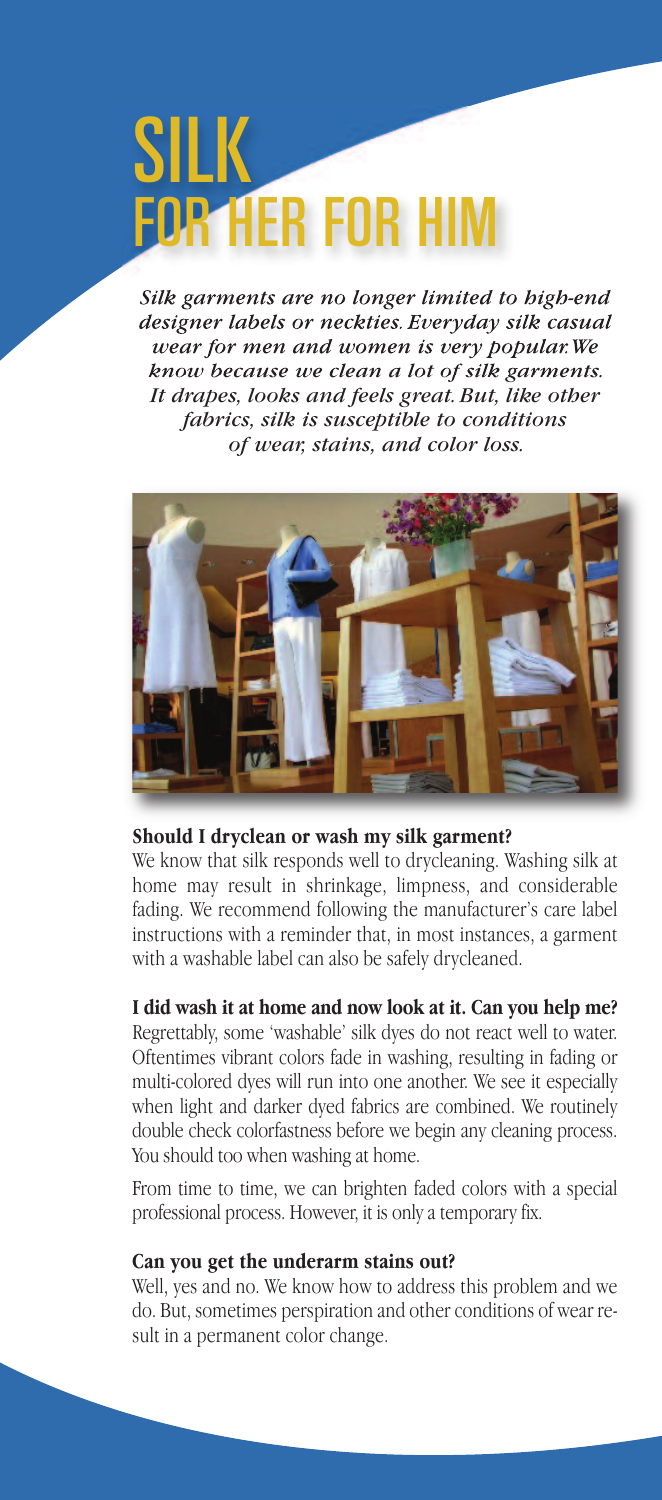# SILK
# FOR HER FOR HIM

*Silk garments are no longer limited to high-end designer labels or neckties. Everyday silk casual wear for men and women is very popular. We know because we clean a lot of silk garments. It drapes, looks and feels great. But, like other fabrics, silk is susceptible to conditions of wear, stains, and color loss.*

**Should I dryclean or wash my silk garment?**

We know that silk responds well to drycleaning. Washing silk at home may result in shrinkage, limpness, and considerable fading. We recommend following the manufacturer's care label instructions with a reminder that, in most instances, a garment with a washable label can also be safely drycleaned.

**I did wash it at home and now look at it. Can you help me?**

Regrettably, some 'washable' silk dyes do not react well to water. Oftentimes vibrant colors fade in washing, resulting in fading or multi-colored dyes will run into one another. We see it especially when light and darker dyed fabrics are combined. We routinely double check colorfastness before we begin any cleaning process. You should too when washing at home.

From time to time, we can brighten faded colors with a special professional process. However, it is only a temporary fix.

**Can you get the underarm stains out?**

Well, yes and no. We know how to address this problem and we do. But, sometimes perspiration and other conditions of wear result in a permanent color change.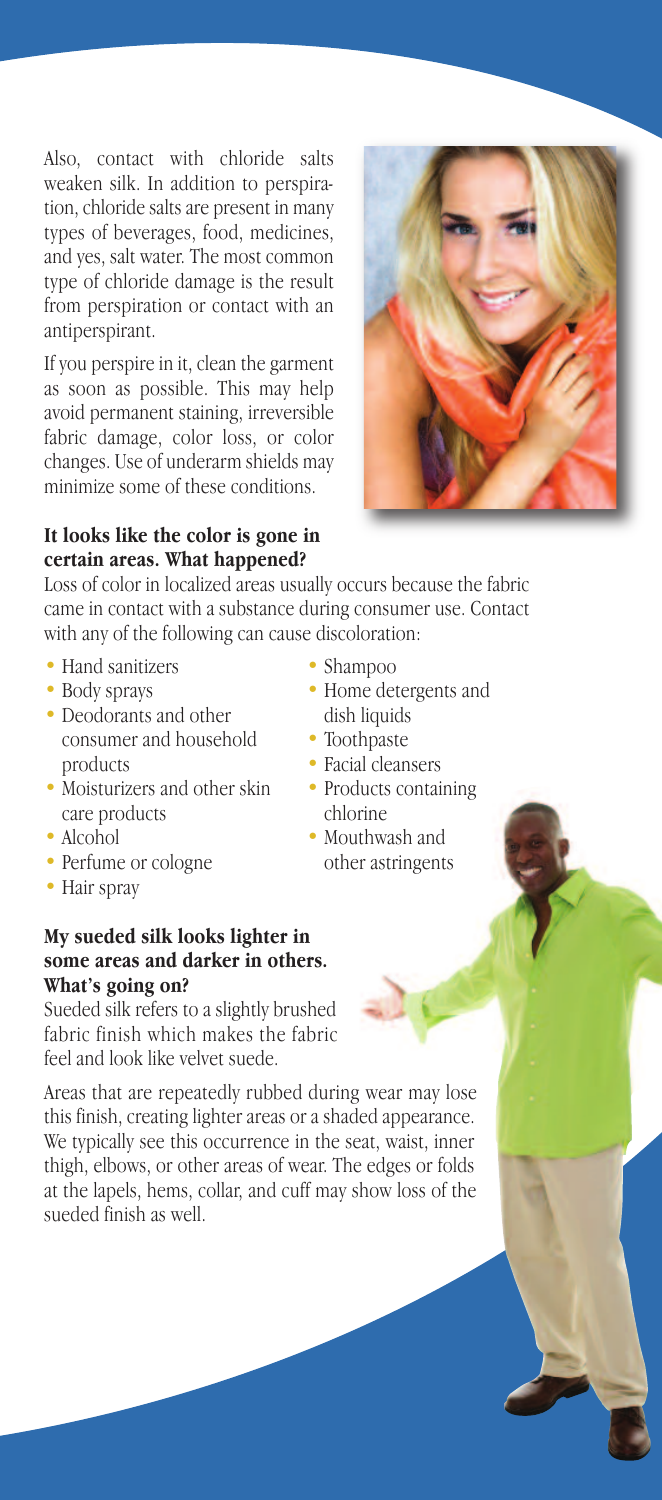Also, contact with chloride salts weaken silk. In addition to perspiration, chloride salts are present in many types of beverages, food, medicines, and yes, salt water. The most common type of chloride damage is the result from perspiration or contact with an antiperspirant.

If you perspire in it, clean the garment as soon as possible. This may help avoid permanent staining, irreversible fabric damage, color loss, or color changes. Use of underarm shields may minimize some of these conditions.

**It looks like the color is gone in certain areas. What happened?**

Loss of color in localized areas usually occurs because the fabric came in contact with a substance during consumer use. Contact with any of the following can cause discoloration:

- Hand sanitizers
- Body sprays
- Deodorants and other consumer and household products
- Moisturizers and other skin care products
- Alcohol
- Perfume or cologne
- Hair spray
- Shampoo
- Home detergents and dish liquids
- Toothpaste
- Facial cleansers
- Products containing chlorine
- Mouthwash and other astringents

**My sueded silk looks lighter in some areas and darker in others. What's going on?**

Sueded silk refers to a slightly brushed fabric finish which makes the fabric feel and look like velvet suede.

Areas that are repeatedly rubbed during wear may lose this finish, creating lighter areas or a shaded appearance. We typically see this occurrence in the seat, waist, inner thigh, elbows, or other areas of wear. The edges or folds at the lapels, hems, collar, and cuff may show loss of the sueded finish as well.